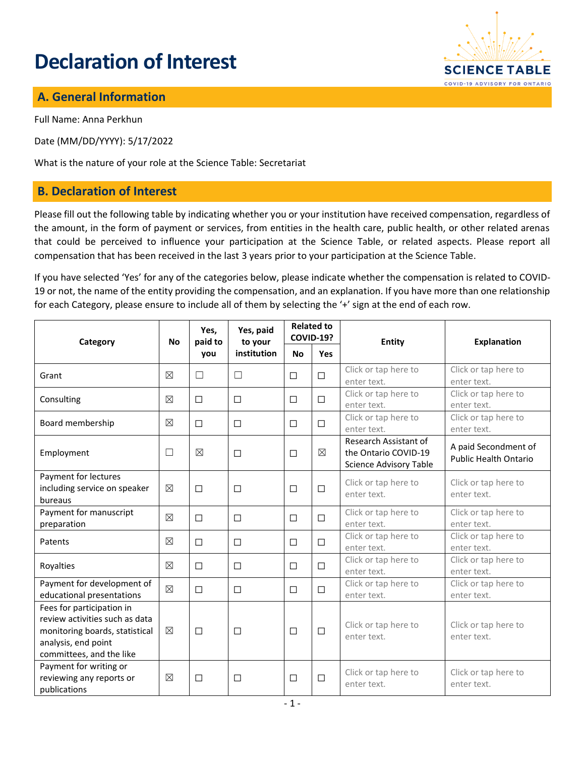# Declaration of Interest

## A. General Information

Full Name: Anna Perkhun

Date (MM/DD/YYYY): 5/17/2022

What is the nature of your role at the Science Table: Secretariat

## B. Declaration of Interest

Please fill out the following table by indicating whether you or your institution have received compensation, regardless of the amount, in the form of payment or services, from entities in the health care, public health, or other related arenas that could be perceived to influence your participation at the Science Table, or related aspects. Please report all compensation that has been received in the last 3 years prior to your participation at the Science Table.

If you have selected 'Yes' for any of the categories below, please indicate whether the compensation is related to COVID-19 or not, the name of the entity providing the compensation, and an explanation. If you have more than one relationship for each Category, please ensure to include all of them by selecting the '+' sign at the end of each row.

| Category | No | Yes, paid to you | Yes, paid to your institution | Related to COVID-19? | | Entity | Explanation |
|---|---|---|---|---|---|---|---|
| | | | | No | Yes | | |
| Grant | ☒ | ☐ | ☐ | ☐ | ☐ | Click or tap here to enter text. | Click or tap here to enter text. |
| Consulting | ☒ | ☐ | ☐ | ☐ | ☐ | Click or tap here to enter text. | Click or tap here to enter text. |
| Board membership | ☒ | ☐ | ☐ | ☐ | ☐ | Click or tap here to enter text. | Click or tap here to enter text. |
| Employment | ☐ | ☒ | ☐ | ☐ | ☒ | Research Assistant of the Ontario COVID-19 Science Advisory Table | A paid Secondment of Public Health Ontario |
| Payment for lectures including service on speaker bureaus | ☒ | ☐ | ☐ | ☐ | ☐ | Click or tap here to enter text. | Click or tap here to enter text. |
| Payment for manuscript preparation | ☒ | ☐ | ☐ | ☐ | ☐ | Click or tap here to enter text. | Click or tap here to enter text. |
| Patents | ☒ | ☐ | ☐ | ☐ | ☐ | Click or tap here to enter text. | Click or tap here to enter text. |
| Royalties | ☒ | ☐ | ☐ | ☐ | ☐ | Click or tap here to enter text. | Click or tap here to enter text. |
| Payment for development of educational presentations | ☒ | ☐ | ☐ | ☐ | ☐ | Click or tap here to enter text. | Click or tap here to enter text. |
| Fees for participation in review activities such as data monitoring boards, statistical analysis, end point committees, and the like | ☒ | ☐ | ☐ | ☐ | ☐ | Click or tap here to enter text. | Click or tap here to enter text. |
| Payment for writing or reviewing any reports or publications | ☒ | ☐ | ☐ | ☐ | ☐ | Click or tap here to enter text. | Click or tap here to enter text. |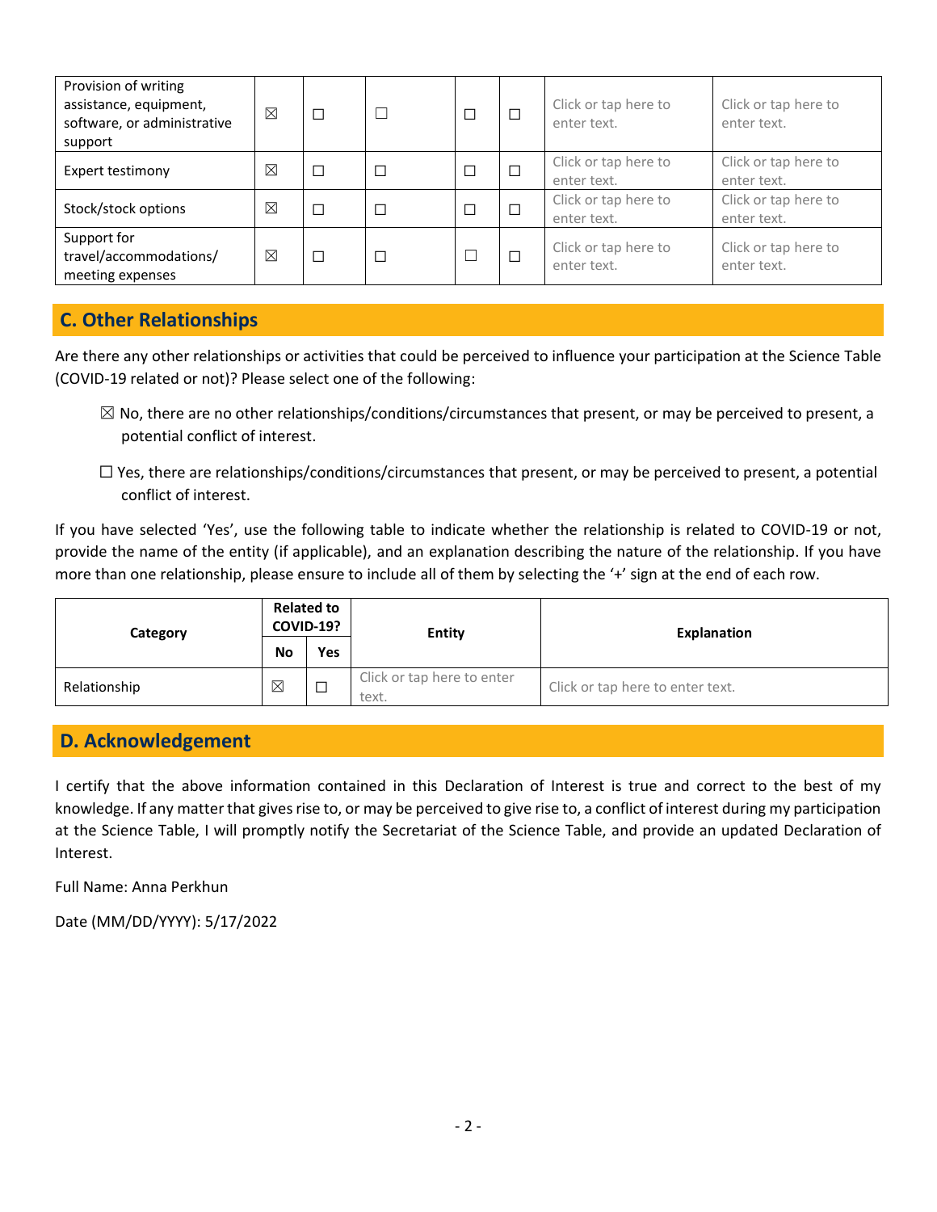| | | | | | | | |
|---|---|---|---|---|---|---|---|
| Provision of writing assistance, equipment, software, or administrative support | ☒ | ☐ | ☐ | ☐ | ☐ | Click or tap here to enter text. | Click or tap here to enter text. |
| Expert testimony | ☒ | ☐ | ☐ | ☐ | ☐ | Click or tap here to enter text. | Click or tap here to enter text. |
| Stock/stock options | ☒ | ☐ | ☐ | ☐ | ☐ | Click or tap here to enter text. | Click or tap here to enter text. |
| Support for travel/accommodations/ meeting expenses | ☒ | ☐ | ☐ | ☐ | ☐ | Click or tap here to enter text. | Click or tap here to enter text. |

## C. Other Relationships

Are there any other relationships or activities that could be perceived to influence your participation at the Science Table (COVID-19 related or not)? Please select one of the following:

☒ No, there are no other relationships/conditions/circumstances that present, or may be perceived to present, a potential conflict of interest.

☐ Yes, there are relationships/conditions/circumstances that present, or may be perceived to present, a potential conflict of interest.

If you have selected 'Yes', use the following table to indicate whether the relationship is related to COVID-19 or not, provide the name of the entity (if applicable), and an explanation describing the nature of the relationship. If you have more than one relationship, please ensure to include all of them by selecting the '+' sign at the end of each row.

| Category | Related to COVID-19? | | Entity | Explanation |
|---|---|---|---|---|
| | No | Yes | | |
| Relationship | ☒ | ☐ | Click or tap here to enter text. | Click or tap here to enter text. |

## D. Acknowledgement

I certify that the above information contained in this Declaration of Interest is true and correct to the best of my knowledge. If any matter that gives rise to, or may be perceived to give rise to, a conflict of interest during my participation at the Science Table, I will promptly notify the Secretariat of the Science Table, and provide an updated Declaration of Interest.

Full Name: Anna Perkhun

Date (MM/DD/YYYY): 5/17/2022